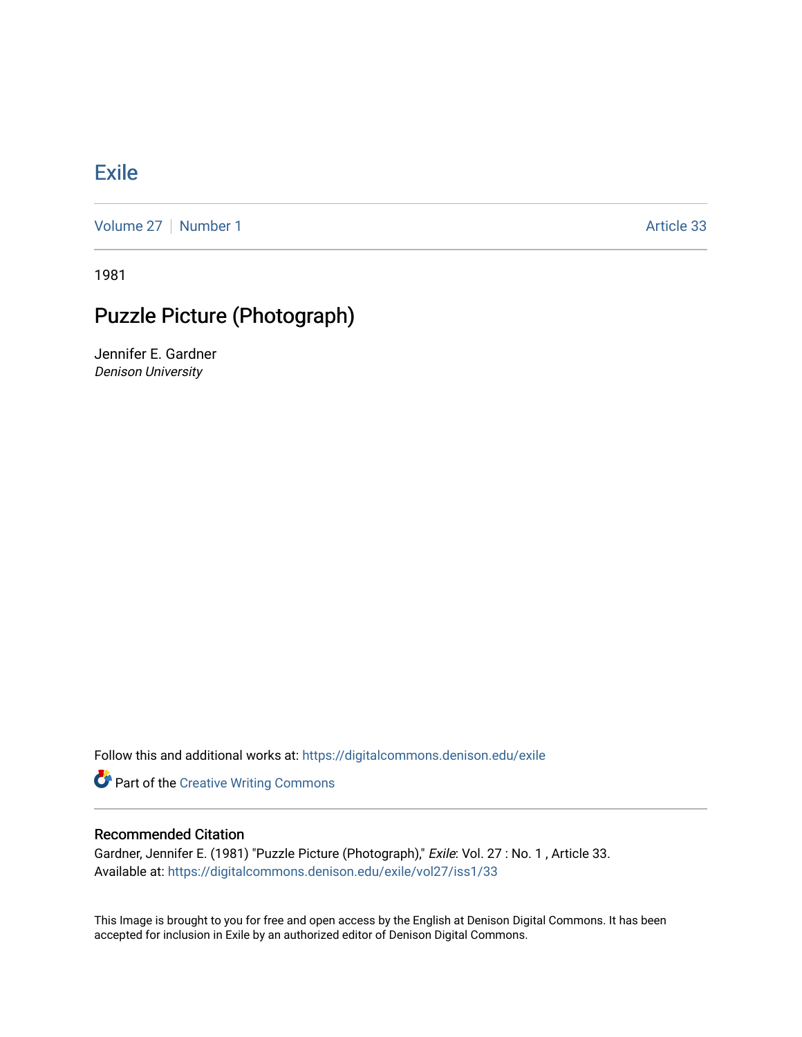# Exile

Volume 27 | Number 1 Article 33

1981

## Puzzle Picture (Photograph)

Jennifer E. Gardner
*Denison University*

Follow this and additional works at: https://digitalcommons.denison.edu/exile

Part of the Creative Writing Commons

### Recommended Citation

Gardner, Jennifer E. (1981) "Puzzle Picture (Photograph)," *Exile*: Vol. 27 : No. 1 , Article 33.
Available at: https://digitalcommons.denison.edu/exile/vol27/iss1/33

This Image is brought to you for free and open access by the English at Denison Digital Commons. It has been accepted for inclusion in Exile by an authorized editor of Denison Digital Commons.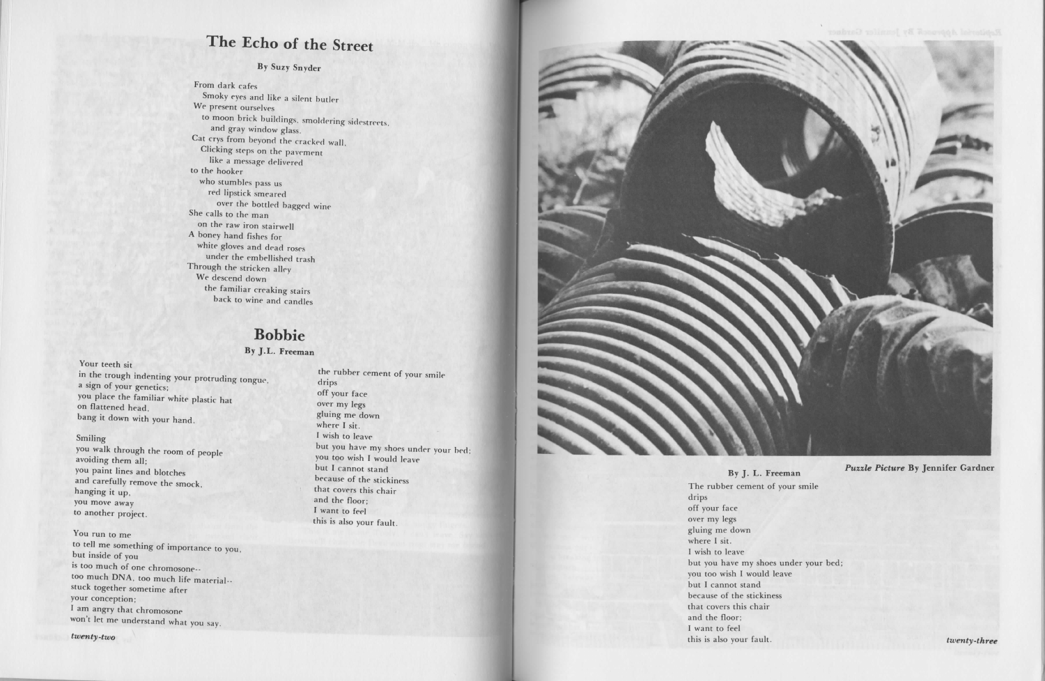# The Echo of the Street

**By Suzy Snyder**

From dark cafes
Smoky eyes and like a silent butler
We present ourselves
to moon brick buildings, smoldering sidestreets,
and gray window glass.
Cat crys from beyond the cracked wall.
Clicking steps on the pavement
like a message delivered
to the hooker
who stumbles pass us
red lipstick smeared
over the bottled bagged wine
She calls to the man
on the raw iron stairwell
A boney hand fishes for
white gloves and dead roses
under the embellished trash
Through the stricken alley
We descend down
the familiar creaking stairs
back to wine and candles

# Bobbie

**By J.L. Freeman**

Your teeth sit
in the trough indenting your protruding tongue,
a sign of your genetics;
you place the familiar white plastic hat
on flattened head,
bang it down with your hand.

Smiling
you walk through the room of people
avoiding them all;
you paint lines and blotches
and carefully remove the smock,
hanging it up,
you move away
to another project.

You run to me
to tell me something of importance to you,
but inside of you
is too much of one chromosone--
too much DNA, too much life material--
stuck together sometime after
your conception;
I am angry that chromosone
won't let me understand what you say.

the rubber cement of your smile
drips
off your face
over my legs
gluing me down
where I sit.
I wish to leave
but you have my shoes under your bed;
you too wish I would leave
but I cannot stand
because of the stickiness
that covers this chair
and the floor;
I want to feel
this is also your fault.

*Puzzle Picture* **By Jennifer Gardner**

**By J. L. Freeman**

The rubber cement of your smile
drips
off your face
over my legs
gluing me down
where I sit.
I wish to leave
but you have my shoes under your bed;
you too wish I would leave
but I cannot stand
because of the stickiness
that covers this chair
and the floor;
I want to feel
this is also your fault.